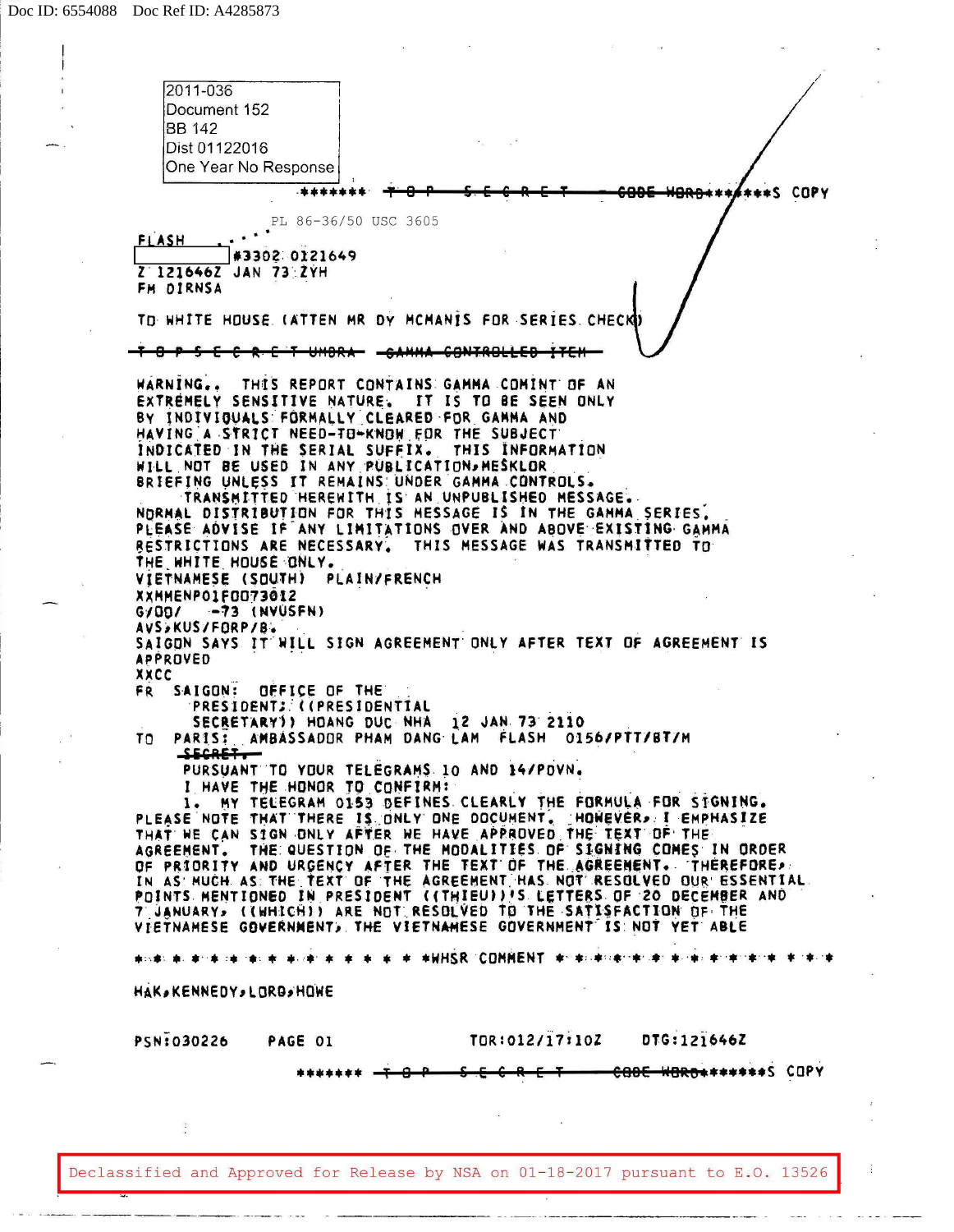Doc ID: 6554088 Doc Ref ID: A4285873

2011-036
Document 152
BB 142
Dist 01122016
One Year No Response

******* ~~T O P S E C R E T - CODE WORD~~*******S COPY

PL 86-36/50 USC 3605

FLASH

[ ] #3302 0121649
Z 121646Z JAN 73 ZYH
FM DIRNSA

TO WHITE HOUSE (ATTEN MR DY MCMANIS FOR SERIES CHECK)

~~T O P S E C R E T UMBRA GAMMA CONTROLLED ITEM~~

WARNING.. THIS REPORT CONTAINS GAMMA COMINT OF AN EXTREMELY SENSITIVE NATURE. IT IS TO BE SEEN ONLY BY INDIVIDUALS FORMALLY CLEARED FOR GAMMA AND HAVING A STRICT NEED-TO-KNOW FOR THE SUBJECT INDICATED IN THE SERIAL SUFFIX. THIS INFORMATION WILL NOT BE USED IN ANY PUBLICATION,MESKLOR BRIEFING UNLESS IT REMAINS UNDER GAMMA CONTROLS.

TRANSMITTED HEREWITH IS AN UNPUBLISHED MESSAGE. NORMAL DISTRIBUTION FOR THIS MESSAGE IS IN THE GAMMA SERIES. PLEASE ADVISE IF ANY LIMITATIONS OVER AND ABOVE EXISTING GAMMA RESTRICTIONS ARE NECESSARY. THIS MESSAGE WAS TRANSMITTED TO THE WHITE HOUSE ONLY.

VIETNAMESE (SOUTH) PLAIN/FRENCH
XXMMENP01F0073012
G/OO/ -73 (NVUSFN)
AVS,KUS/FORP/8.
SAIGON SAYS IT WILL SIGN AGREEMENT ONLY AFTER TEXT OF AGREEMENT IS APPROVED
XXCC
FR SAIGON: OFFICE OF THE PRESIDENT: ((PRESIDENTIAL SECRETARY)) HOANG DUC NHA 12 JAN 73 2110
TO PARIS: AMBASSADOR PHAM DANG LAM FLASH 0156/PTT/8T/M
~~SECRET.~~
PURSUANT TO YOUR TELEGRAMS 10 AND 14/PDVN.
I HAVE THE HONOR TO CONFIRM:
1. MY TELEGRAM 0153 DEFINES CLEARLY THE FORMULA FOR SIGNING. PLEASE NOTE THAT THERE IS ONLY ONE DOCUMENT. HOWEVER, I EMPHASIZE THAT WE CAN SIGN ONLY AFTER WE HAVE APPROVED THE TEXT OF THE AGREEMENT. THE QUESTION OF THE MODALITIES OF SIGNING COMES IN ORDER OF PRIORITY AND URGENCY AFTER THE TEXT OF THE AGREEMENT. THEREFORE, IN AS MUCH AS THE TEXT OF THE AGREEMENT HAS NOT RESOLVED OUR ESSENTIAL POINTS MENTIONED IN PRESIDENT ((THIEU))'S LETTERS OF 20 DECEMBER AND 7 JANUARY, ((WHICH)) ARE NOT RESOLVED TO THE SATISFACTION OF THE VIETNAMESE GOVERNMENT, THE VIETNAMESE GOVERNMENT IS NOT YET ABLE

* * * * * * * * * * * * * * * * * WHSR COMMENT * * * * * * * * * * * * * * * *

HAK,KENNEDY,LORD,HOWE

PSN:030226 PAGE 01 TOR:012/17:10Z DTG:121646Z

******* ~~T O P S E C R E T CODE WORD~~*******S COPY

Declassified and Approved for Release by NSA on 01-18-2017 pursuant to E.O. 13526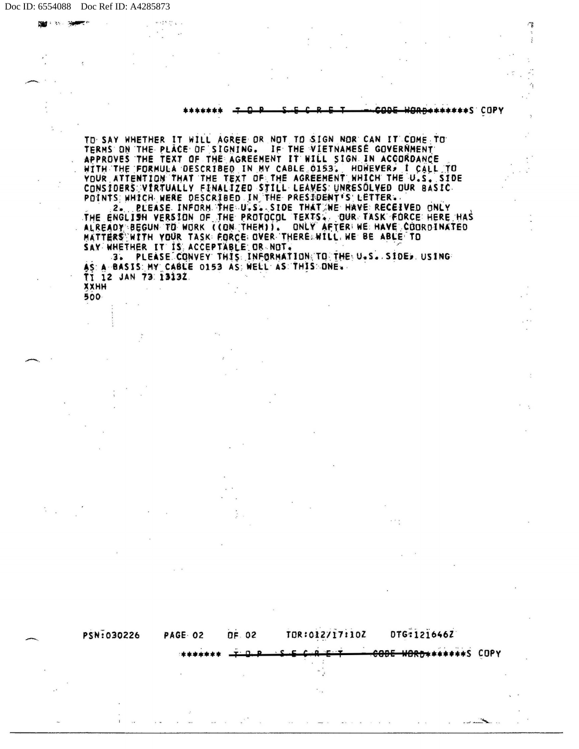******* ~~T O P   S E C R E T   - CODE WORD~~*******S COPY

TO SAY WHETHER IT WILL AGREE OR NOT TO SIGN NOR CAN IT COME TO TERMS ON THE PLACE OF SIGNING. IF THE VIETNAMESE GOVERNMENT APPROVES THE TEXT OF THE AGREEMENT IT WILL SIGN IN ACCORDANCE WITH THE FORMULA DESCRIBED IN MY CABLE 0153. HOWEVER, I CALL TO YOUR ATTENTION THAT THE TEXT OF THE AGREEMENT WHICH THE U.S. SIDE CONSIDERS VIRTUALLY FINALIZED STILL LEAVES UNRESOLVED OUR BASIC POINTS WHICH WERE DESCRIBED IN THE PRESIDENT'S LETTER.

2. PLEASE INFORM THE U.S. SIDE THAT WE HAVE RECEIVED ONLY THE ENGLISH VERSION OF THE PROTOCOL TEXTS. OUR TASK FORCE HERE HAS ALREADY BEGUN TO WORK ((ON THEM)). ONLY AFTER WE HAVE COORDINATED MATTERS WITH YOUR TASK FORCE OVER THERE WILL WE BE ABLE TO SAY WHETHER IT IS ACCEPTABLE OR NOT.

3. PLEASE CONVEY THIS INFORMATION TO THE U.S. SIDE, USING AS A BASIS MY CABLE 0153 AS WELL AS THIS ONE.

TI 12 JAN 73 1313Z

XXHH

500

PSN:030226 PAGE 02 OF 02 TOR:012/17:10Z DTG:121646Z

******* ~~T O P   S E C R E T   - CODE WORD~~*******S COPY